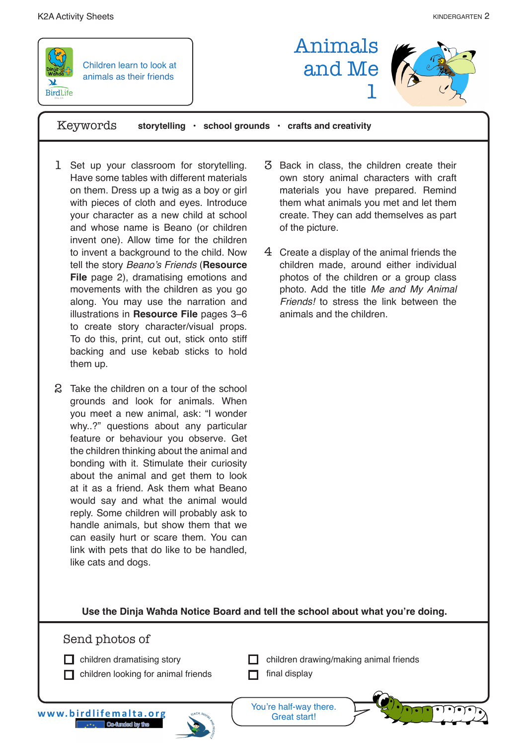# Animals and Me 1

Children learn to look at animals as their friends

**Keywords** storytelling · school grounds · crafts and creativity

1. Set up your classroom for storytelling. Have some tables with different materials on them. Dress up a twig as a boy or girl with pieces of cloth and eyes. Introduce your character as a new child at school and whose name is Beano (or children invent one). Allow time for the children to invent a background to the child. Now tell the story *Beano's Friends* (**Resource File** page 2), dramatising emotions and movements with the children as you go along. You may use the narration and illustrations in **Resource File** pages 3–6 to create story character/visual props. To do this, print, cut out, stick onto stiff backing and use kebab sticks to hold them up.

2. Take the children on a tour of the school grounds and look for animals. When you meet a new animal, ask: "I wonder why..?" questions about any particular feature or behaviour you observe. Get the children thinking about the animal and bonding with it. Stimulate their curiosity about the animal and get them to look at it as a friend. Ask them what Beano would say and what the animal would reply. Some children will probably ask to handle animals, but show them that we can easily hurt or scare them. You can link with pets that do like to be handled, like cats and dogs.

3. Back in class, the children create their own story animal characters with craft materials you have prepared. Remind them what animals you met and let them create. They can add themselves as part of the picture.

4. Create a display of the animal friends the children made, around either individual photos of the children or a group class photo. Add the title *Me and My Animal Friends!* to stress the link between the animals and the children.

**Use the Dinja Waħda Notice Board and tell the school about what you're doing.**

## Send photos of

- [ ] children dramatising story
- [ ] children looking for animal friends
- [ ] children drawing/making animal friends
- [ ] final display

You're half-way there. Great start!

www.birdlifemalta.org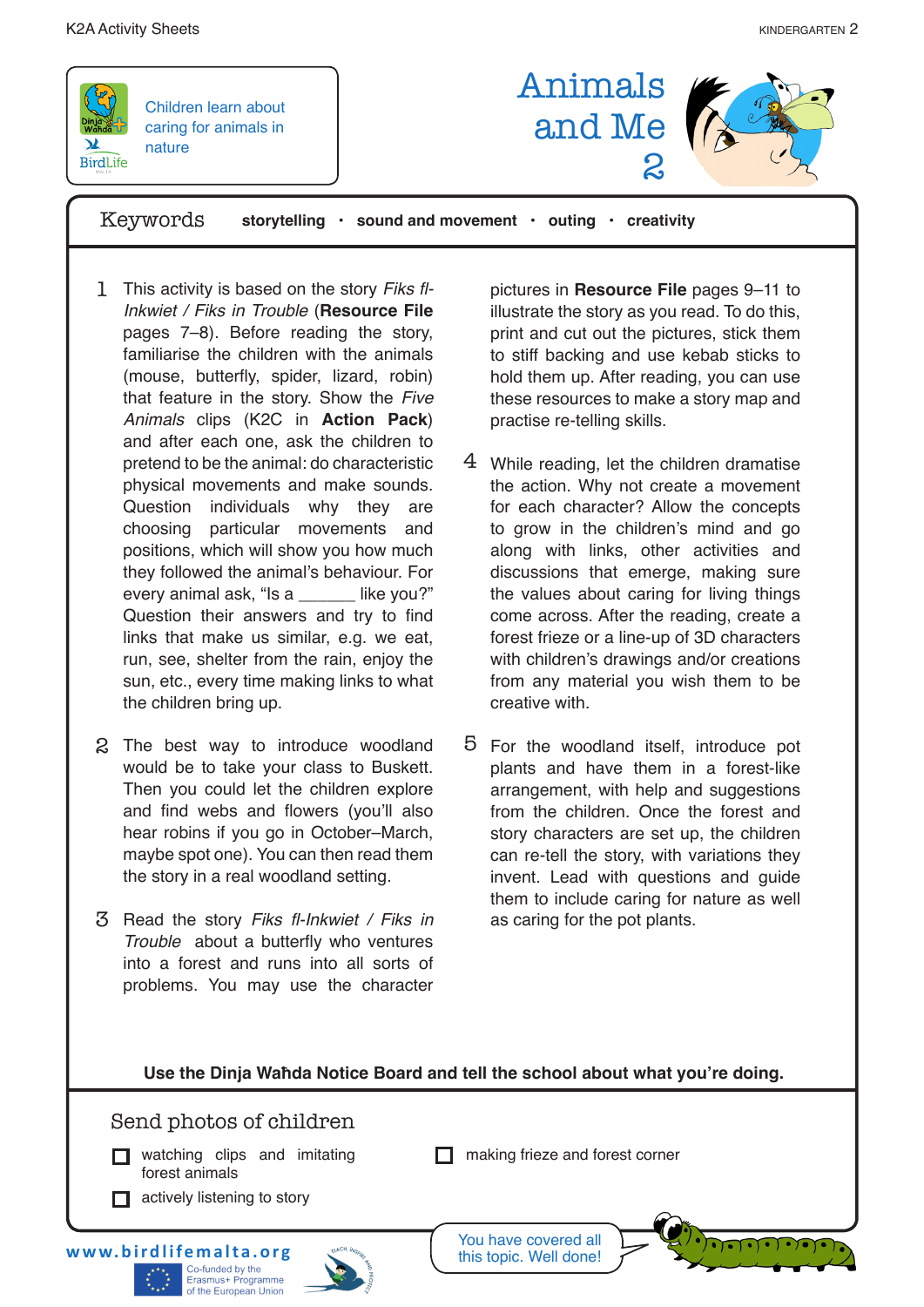Children learn about caring for animals in nature

# Animals and Me 2

**Keywords** storytelling · sound and movement · outing · creativity

1. This activity is based on the story *Fiks fl-Inkwiet / Fiks in Trouble* (**Resource File** pages 7–8). Before reading the story, familiarise the children with the animals (mouse, butterfly, spider, lizard, robin) that feature in the story. Show the *Five Animals* clips (K2C in **Action Pack**) and after each one, ask the children to pretend to be the animal: do characteristic physical movements and make sounds. Question individuals why they are choosing particular movements and positions, which will show you how much they followed the animal's behaviour. For every animal ask, "Is a ______ like you?" Question their answers and try to find links that make us similar, e.g. we eat, run, see, shelter from the rain, enjoy the sun, etc., every time making links to what the children bring up.

2. The best way to introduce woodland would be to take your class to Buskett. Then you could let the children explore and find webs and flowers (you'll also hear robins if you go in October–March, maybe spot one). You can then read them the story in a real woodland setting.

3. Read the story *Fiks fl-Inkwiet / Fiks in Trouble* about a butterfly who ventures into a forest and runs into all sorts of problems. You may use the character pictures in **Resource File** pages 9–11 to illustrate the story as you read. To do this, print and cut out the pictures, stick them to stiff backing and use kebab sticks to hold them up. After reading, you can use these resources to make a story map and practise re-telling skills.

4. While reading, let the children dramatise the action. Why not create a movement for each character? Allow the concepts to grow in the children's mind and go along with links, other activities and discussions that emerge, making sure the values about caring for living things come across. After the reading, create a forest frieze or a line-up of 3D characters with children's drawings and/or creations from any material you wish them to be creative with.

5. For the woodland itself, introduce pot plants and have them in a forest-like arrangement, with help and suggestions from the children. Once the forest and story characters are set up, the children can re-tell the story, with variations they invent. Lead with questions and guide them to include caring for nature as well as caring for the pot plants.

**Use the Dinja Waħda Notice Board and tell the school about what you're doing.**

## Send photos of children

- [ ] watching clips and imitating forest animals
- [ ] actively listening to story
- [ ] making frieze and forest corner

You have covered all this topic. Well done!

www.birdlifemalta.org

Co-funded by the Erasmus+ Programme of the European Union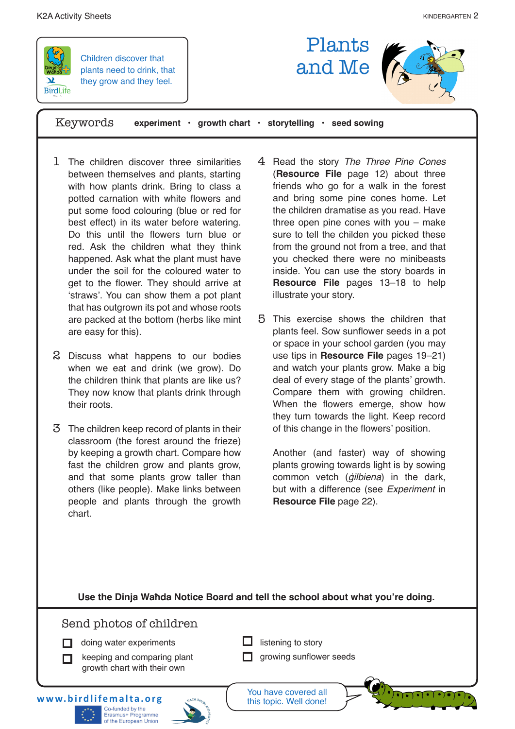# Plants and Me

Children discover that plants need to drink, that they grow and they feel.

## Keywords

**experiment** · **growth chart** · **storytelling** · **seed sowing**

1. The children discover three similarities between themselves and plants, starting with how plants drink. Bring to class a potted carnation with white flowers and put some food colouring (blue or red for best effect) in its water before watering. Do this until the flowers turn blue or red. Ask the children what they think happened. Ask what the plant must have under the soil for the coloured water to get to the flower. They should arrive at 'straws'. You can show them a pot plant that has outgrown its pot and whose roots are packed at the bottom (herbs like mint are easy for this).

2. Discuss what happens to our bodies when we eat and drink (we grow). Do the children think that plants are like us? They now know that plants drink through their roots.

3. The children keep record of plants in their classroom (the forest around the frieze) by keeping a growth chart. Compare how fast the children grow and plants grow, and that some plants grow taller than others (like people). Make links between people and plants through the growth chart.

4. Read the story *The Three Pine Cones* (**Resource File** page 12) about three friends who go for a walk in the forest and bring some pine cones home. Let the children dramatise as you read. Have three open pine cones with you – make sure to tell the childen you picked these from the ground not from a tree, and that you checked there were no minibeasts inside. You can use the story boards in **Resource File** pages 13–18 to help illustrate your story.

5. This exercise shows the children that plants feel. Sow sunflower seeds in a pot or space in your school garden (you may use tips in **Resource File** pages 19–21) and watch your plants grow. Make a big deal of every stage of the plants' growth. Compare them with growing children. When the flowers emerge, show how they turn towards the light. Keep record of this change in the flowers' position.

   Another (and faster) way of showing plants growing towards light is by sowing common vetch (*ġilbiena*) in the dark, but with a difference (see *Experiment* in **Resource File** page 22).

**Use the Dinja Waħda Notice Board and tell the school about what you're doing.**

## Send photos of children

- [ ] doing water experiments
- [ ] keeping and comparing plant growth chart with their own
- [ ] listening to story
- [ ] growing sunflower seeds

You have covered all this topic. Well done!

www.birdlifemalta.org

Co-funded by the Erasmus+ Programme of the European Union